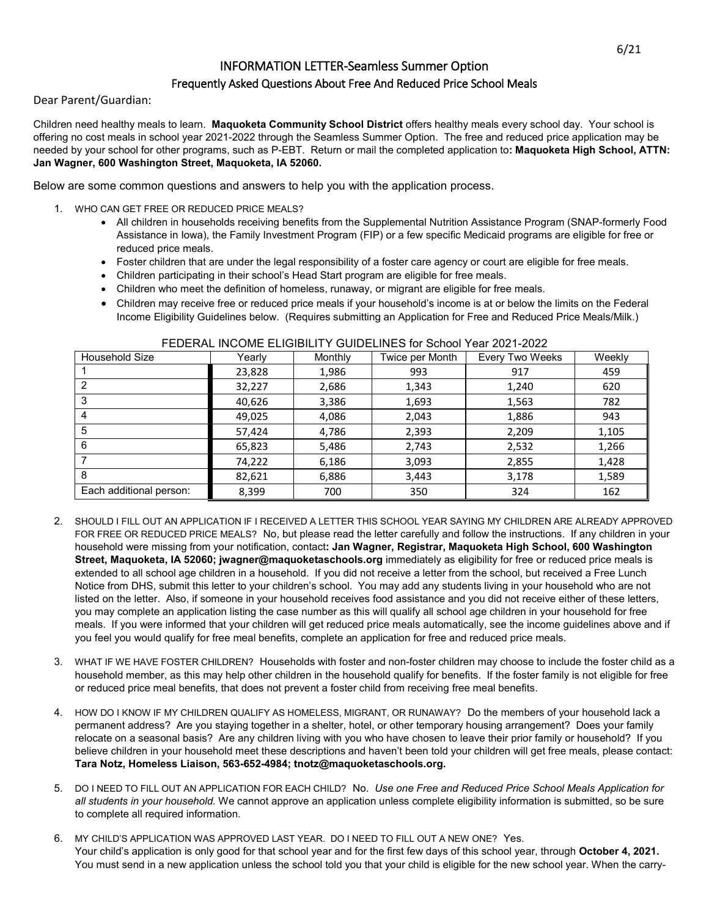6/21

# INFORMATION LETTER-Seamless Summer Option

## Frequently Asked Questions About Free And Reduced Price School Meals

Dear Parent/Guardian:

Children need healthy meals to learn. **Maquoketa Community School District** offers healthy meals every school day. Your school is offering no cost meals in school year 2021-2022 through the Seamless Summer Option. The free and reduced price application may be needed by your school for other programs, such as P-EBT. Return or mail the completed application to**: Maquoketa High School, ATTN: Jan Wagner, 600 Washington Street, Maquoketa, IA 52060.**

Below are some common questions and answers to help you with the application process.

1. WHO CAN GET FREE OR REDUCED PRICE MEALS?
   - All children in households receiving benefits from the Supplemental Nutrition Assistance Program (SNAP-formerly Food Assistance in Iowa), the Family Investment Program (FIP) or a few specific Medicaid programs are eligible for free or reduced price meals.
   - Foster children that are under the legal responsibility of a foster care agency or court are eligible for free meals.
   - Children participating in their school's Head Start program are eligible for free meals.
   - Children who meet the definition of homeless, runaway, or migrant are eligible for free meals.
   - Children may receive free or reduced price meals if your household's income is at or below the limits on the Federal Income Eligibility Guidelines below. (Requires submitting an Application for Free and Reduced Price Meals/Milk.)

FEDERAL INCOME ELIGIBILITY GUIDELINES for School Year 2021-2022

| Household Size | Yearly | Monthly | Twice per Month | Every Two Weeks | Weekly |
|---|---|---|---|---|---|
| 1 | 23,828 | 1,986 | 993 | 917 | 459 |
| 2 | 32,227 | 2,686 | 1,343 | 1,240 | 620 |
| 3 | 40,626 | 3,386 | 1,693 | 1,563 | 782 |
| 4 | 49,025 | 4,086 | 2,043 | 1,886 | 943 |
| 5 | 57,424 | 4,786 | 2,393 | 2,209 | 1,105 |
| 6 | 65,823 | 5,486 | 2,743 | 2,532 | 1,266 |
| 7 | 74,222 | 6,186 | 3,093 | 2,855 | 1,428 |
| 8 | 82,621 | 6,886 | 3,443 | 3,178 | 1,589 |
| Each additional person: | 8,399 | 700 | 350 | 324 | 162 |

2. SHOULD I FILL OUT AN APPLICATION IF I RECEIVED A LETTER THIS SCHOOL YEAR SAYING MY CHILDREN ARE ALREADY APPROVED FOR FREE OR REDUCED PRICE MEALS? No, but please read the letter carefully and follow the instructions. If any children in your household were missing from your notification, contact**: Jan Wagner, Registrar, Maquoketa High School, 600 Washington Street, Maquoketa, IA 52060; jwagner@maquoketaschools.org** immediately as eligibility for free or reduced price meals is extended to all school age children in a household. If you did not receive a letter from the school, but received a Free Lunch Notice from DHS, submit this letter to your children's school. You may add any students living in your household who are not listed on the letter. Also, if someone in your household receives food assistance and you did not receive either of these letters, you may complete an application listing the case number as this will qualify all school age children in your household for free meals. If you were informed that your children will get reduced price meals automatically, see the income guidelines above and if you feel you would qualify for free meal benefits, complete an application for free and reduced price meals.

3. WHAT IF WE HAVE FOSTER CHILDREN? Households with foster and non-foster children may choose to include the foster child as a household member, as this may help other children in the household qualify for benefits. If the foster family is not eligible for free or reduced price meal benefits, that does not prevent a foster child from receiving free meal benefits.

4. HOW DO I KNOW IF MY CHILDREN QUALIFY AS HOMELESS, MIGRANT, OR RUNAWAY? Do the members of your household lack a permanent address? Are you staying together in a shelter, hotel, or other temporary housing arrangement? Does your family relocate on a seasonal basis? Are any children living with you who have chosen to leave their prior family or household? If you believe children in your household meet these descriptions and haven't been told your children will get free meals, please contact: **Tara Notz, Homeless Liaison, 563-652-4984; tnotz@maquoketaschools.org.**

5. DO I NEED TO FILL OUT AN APPLICATION FOR EACH CHILD? No. *Use one Free and Reduced Price School Meals Application for all students in your household.* We cannot approve an application unless complete eligibility information is submitted, so be sure to complete all required information.

6. MY CHILD'S APPLICATION WAS APPROVED LAST YEAR. DO I NEED TO FILL OUT A NEW ONE? Yes.
   Your child's application is only good for that school year and for the first few days of this school year, through **October 4, 2021.** You must send in a new application unless the school told you that your child is eligible for the new school year. When the carry-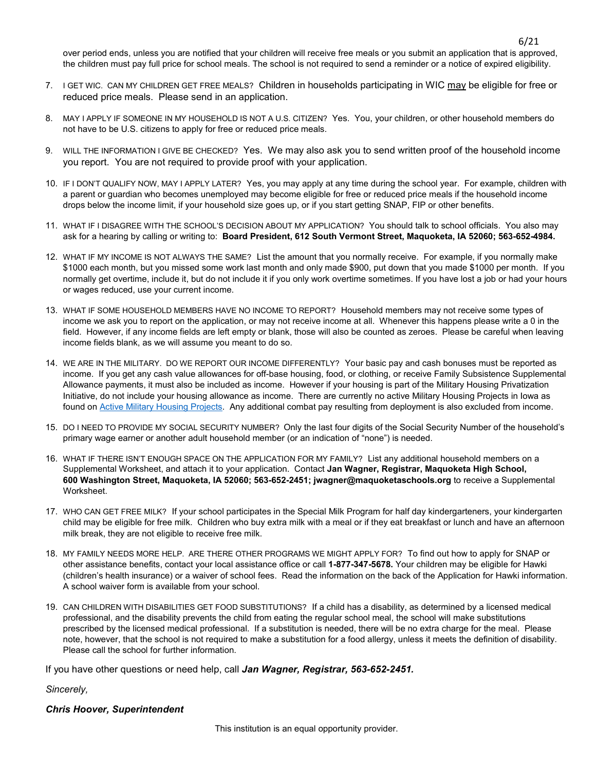over period ends, unless you are notified that your children will receive free meals or you submit an application that is approved, the children must pay full price for school meals. The school is not required to send a reminder or a notice of expired eligibility.

7. I GET WIC. CAN MY CHILDREN GET FREE MEALS? Children in households participating in WIC may be eligible for free or reduced price meals. Please send in an application.

8. MAY I APPLY IF SOMEONE IN MY HOUSEHOLD IS NOT A U.S. CITIZEN? Yes. You, your children, or other household members do not have to be U.S. citizens to apply for free or reduced price meals.

9. WILL THE INFORMATION I GIVE BE CHECKED? Yes. We may also ask you to send written proof of the household income you report. You are not required to provide proof with your application.

10. IF I DON'T QUALIFY NOW, MAY I APPLY LATER? Yes, you may apply at any time during the school year. For example, children with a parent or guardian who becomes unemployed may become eligible for free or reduced price meals if the household income drops below the income limit, if your household size goes up, or if you start getting SNAP, FIP or other benefits.

11. WHAT IF I DISAGREE WITH THE SCHOOL'S DECISION ABOUT MY APPLICATION? You should talk to school officials. You also may ask for a hearing by calling or writing to: **Board President, 612 South Vermont Street, Maquoketa, IA 52060; 563-652-4984.**

12. WHAT IF MY INCOME IS NOT ALWAYS THE SAME? List the amount that you normally receive. For example, if you normally make $1000 each month, but you missed some work last month and only made $900, put down that you made $1000 per month. If you normally get overtime, include it, but do not include it if you only work overtime sometimes. If you have lost a job or had your hours or wages reduced, use your current income.

13. WHAT IF SOME HOUSEHOLD MEMBERS HAVE NO INCOME TO REPORT? Household members may not receive some types of income we ask you to report on the application, or may not receive income at all. Whenever this happens please write a 0 in the field. However, if any income fields are left empty or blank, those will also be counted as zeroes. Please be careful when leaving income fields blank, as we will assume you meant to do so.

14. WE ARE IN THE MILITARY. DO WE REPORT OUR INCOME DIFFERENTLY? Your basic pay and cash bonuses must be reported as income. If you get any cash value allowances for off-base housing, food, or clothing, or receive Family Subsistence Supplemental Allowance payments, it must also be included as income. However if your housing is part of the Military Housing Privatization Initiative, do not include your housing allowance as income. There are currently no active Military Housing Projects in Iowa as found on Active Military Housing Projects. Any additional combat pay resulting from deployment is also excluded from income.

15. DO I NEED TO PROVIDE MY SOCIAL SECURITY NUMBER? Only the last four digits of the Social Security Number of the household's primary wage earner or another adult household member (or an indication of "none") is needed.

16. WHAT IF THERE ISN'T ENOUGH SPACE ON THE APPLICATION FOR MY FAMILY? List any additional household members on a Supplemental Worksheet, and attach it to your application. Contact **Jan Wagner, Registrar, Maquoketa High School, 600 Washington Street, Maquoketa, IA 52060; 563-652-2451; jwagner@maquoketaschools.org** to receive a Supplemental Worksheet.

17. WHO CAN GET FREE MILK? If your school participates in the Special Milk Program for half day kindergarteners, your kindergarten child may be eligible for free milk. Children who buy extra milk with a meal or if they eat breakfast or lunch and have an afternoon milk break, they are not eligible to receive free milk.

18. MY FAMILY NEEDS MORE HELP. ARE THERE OTHER PROGRAMS WE MIGHT APPLY FOR? To find out how to apply for SNAP or other assistance benefits, contact your local assistance office or call **1-877-347-5678.** Your children may be eligible for Hawki (children's health insurance) or a waiver of school fees. Read the information on the back of the Application for Hawki information. A school waiver form is available from your school.

19. CAN CHILDREN WITH DISABILITIES GET FOOD SUBSTITUTIONS? If a child has a disability, as determined by a licensed medical professional, and the disability prevents the child from eating the regular school meal, the school will make substitutions prescribed by the licensed medical professional. If a substitution is needed, there will be no extra charge for the meal. Please note, however, that the school is not required to make a substitution for a food allergy, unless it meets the definition of disability. Please call the school for further information.

If you have other questions or need help, call ***Jan Wagner, Registrar, 563-652-2451.***

*Sincerely,*

***Chris Hoover, Superintendent***

This institution is an equal opportunity provider.